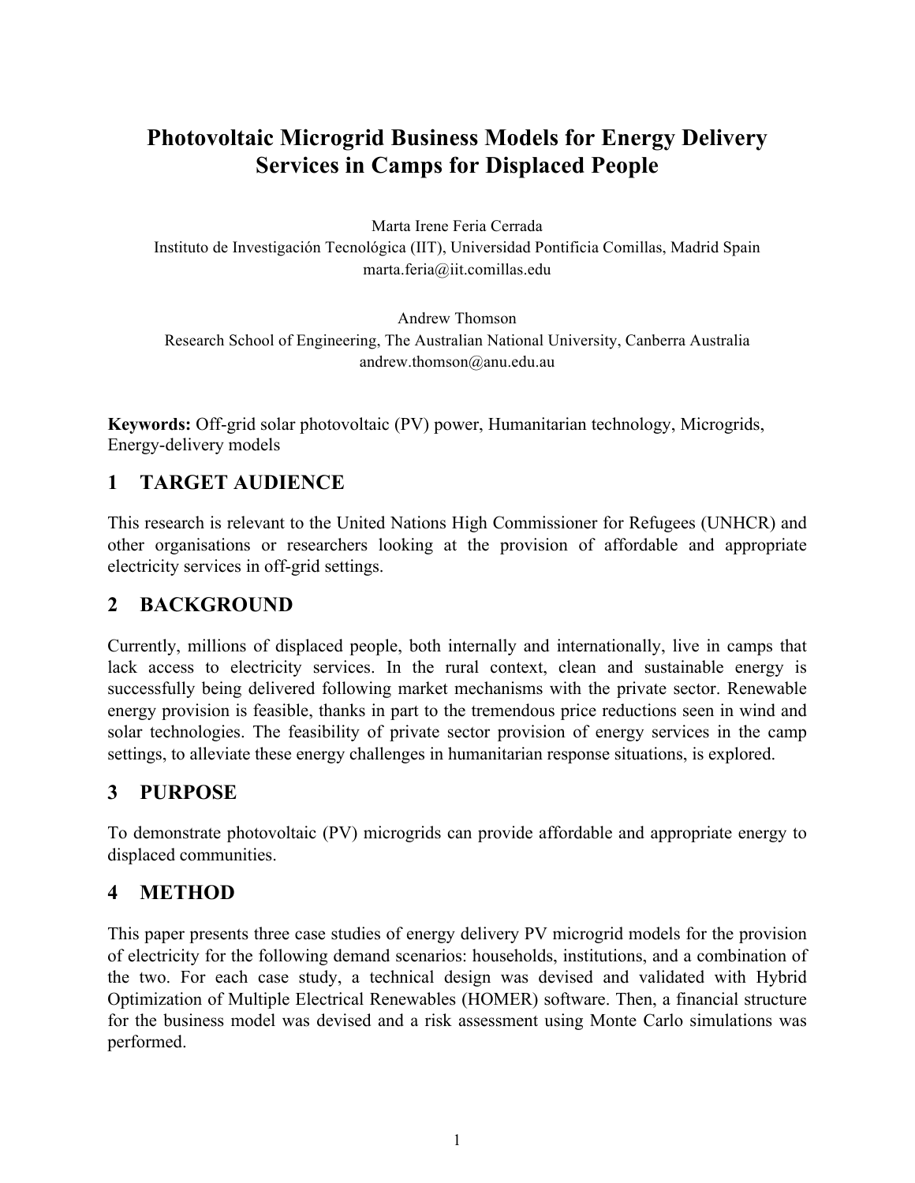# Photovoltaic Microgrid Business Models for Energy Delivery Services in Camps for Displaced People

Marta Irene Feria Cerrada
Instituto de Investigación Tecnológica (IIT), Universidad Pontificia Comillas, Madrid Spain
marta.feria@iit.comillas.edu

Andrew Thomson
Research School of Engineering, The Australian National University, Canberra Australia
andrew.thomson@anu.edu.au

**Keywords:** Off-grid solar photovoltaic (PV) power, Humanitarian technology, Microgrids, Energy-delivery models

## 1 TARGET AUDIENCE

This research is relevant to the United Nations High Commissioner for Refugees (UNHCR) and other organisations or researchers looking at the provision of affordable and appropriate electricity services in off-grid settings.

## 2 BACKGROUND

Currently, millions of displaced people, both internally and internationally, live in camps that lack access to electricity services. In the rural context, clean and sustainable energy is successfully being delivered following market mechanisms with the private sector. Renewable energy provision is feasible, thanks in part to the tremendous price reductions seen in wind and solar technologies. The feasibility of private sector provision of energy services in the camp settings, to alleviate these energy challenges in humanitarian response situations, is explored.

## 3 PURPOSE

To demonstrate photovoltaic (PV) microgrids can provide affordable and appropriate energy to displaced communities.

## 4 METHOD

This paper presents three case studies of energy delivery PV microgrid models for the provision of electricity for the following demand scenarios: households, institutions, and a combination of the two. For each case study, a technical design was devised and validated with Hybrid Optimization of Multiple Electrical Renewables (HOMER) software. Then, a financial structure for the business model was devised and a risk assessment using Monte Carlo simulations was performed.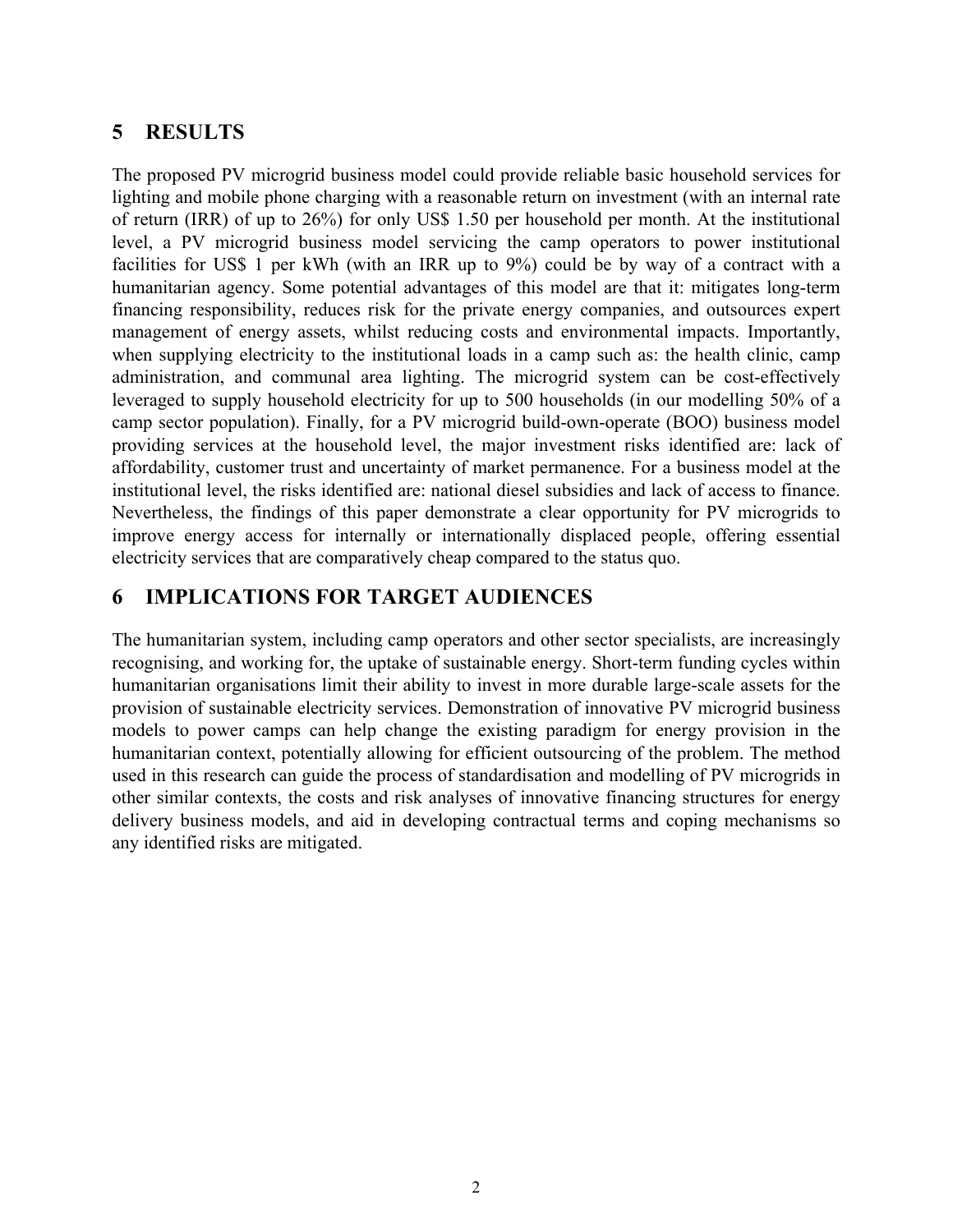## 5 RESULTS

The proposed PV microgrid business model could provide reliable basic household services for lighting and mobile phone charging with a reasonable return on investment (with an internal rate of return (IRR) of up to 26%) for only US$ 1.50 per household per month. At the institutional level, a PV microgrid business model servicing the camp operators to power institutional facilities for US$ 1 per kWh (with an IRR up to 9%) could be by way of a contract with a humanitarian agency. Some potential advantages of this model are that it: mitigates long-term financing responsibility, reduces risk for the private energy companies, and outsources expert management of energy assets, whilst reducing costs and environmental impacts. Importantly, when supplying electricity to the institutional loads in a camp such as: the health clinic, camp administration, and communal area lighting. The microgrid system can be cost-effectively leveraged to supply household electricity for up to 500 households (in our modelling 50% of a camp sector population). Finally, for a PV microgrid build-own-operate (BOO) business model providing services at the household level, the major investment risks identified are: lack of affordability, customer trust and uncertainty of market permanence. For a business model at the institutional level, the risks identified are: national diesel subsidies and lack of access to finance. Nevertheless, the findings of this paper demonstrate a clear opportunity for PV microgrids to improve energy access for internally or internationally displaced people, offering essential electricity services that are comparatively cheap compared to the status quo.

## 6 IMPLICATIONS FOR TARGET AUDIENCES

The humanitarian system, including camp operators and other sector specialists, are increasingly recognising, and working for, the uptake of sustainable energy. Short-term funding cycles within humanitarian organisations limit their ability to invest in more durable large-scale assets for the provision of sustainable electricity services. Demonstration of innovative PV microgrid business models to power camps can help change the existing paradigm for energy provision in the humanitarian context, potentially allowing for efficient outsourcing of the problem. The method used in this research can guide the process of standardisation and modelling of PV microgrids in other similar contexts, the costs and risk analyses of innovative financing structures for energy delivery business models, and aid in developing contractual terms and coping mechanisms so any identified risks are mitigated.